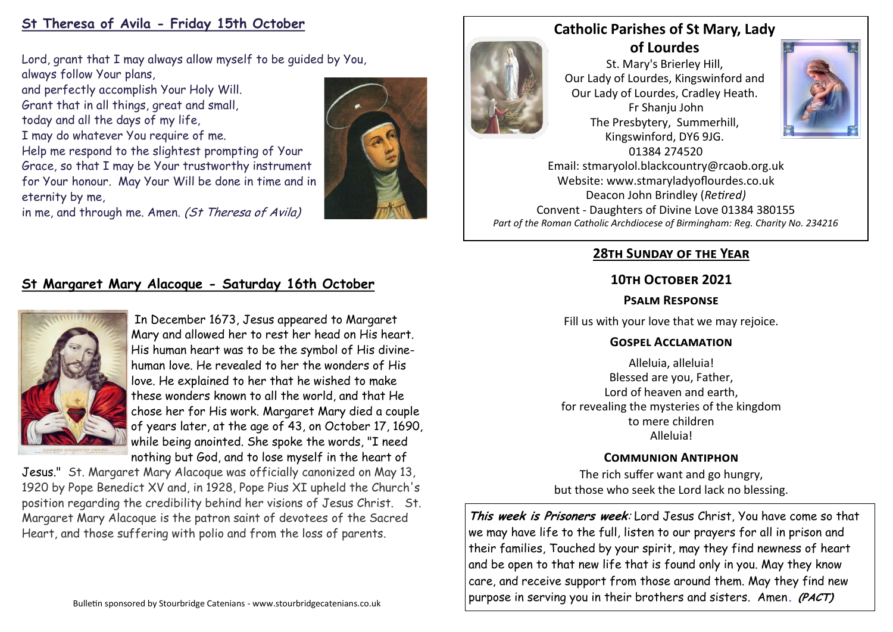## St Theresa of Avila - Friday 15th October

Lord, grant that I may always allow myself to be guided by You,
always follow Your plans,
and perfectly accomplish Your Holy Will.
Grant that in all things, great and small,
today and all the days of my life,
I may do whatever You require of me.
Help me respond to the slightest prompting of Your Grace, so that I may be Your trustworthy instrument for Your honour. May Your Will be done in time and in eternity by me,
in me, and through me. Amen. *(St Theresa of Avila)*

## St Margaret Mary Alacoque - Saturday 16th October

In December 1673, Jesus appeared to Margaret Mary and allowed her to rest her head on His heart. His human heart was to be the symbol of His divine-human love. He revealed to her the wonders of His love. He explained to her that he wished to make these wonders known to all the world, and that He chose her for His work. Margaret Mary died a couple of years later, at the age of 43, on October 17, 1690, while being anointed. She spoke the words, "I need nothing but God, and to lose myself in the heart of Jesus." St. Margaret Mary Alacoque was officially canonized on May 13, 1920 by Pope Benedict XV and, in 1928, Pope Pius XI upheld the Church's position regarding the credibility behind her visions of Jesus Christ. St. Margaret Mary Alacoque is the patron saint of devotees of the Sacred Heart, and those suffering with polio and from the loss of parents.

Bulletin sponsored by Stourbridge Catenians - www.stourbridgecatenians.co.uk

# Catholic Parishes of St Mary, Lady of Lourdes

St. Mary's Brierley Hill,
Our Lady of Lourdes, Kingswinford and
Our Lady of Lourdes, Cradley Heath.
Fr Shanju John
The Presbytery, Summerhill,
Kingswinford, DY6 9JG.
01384 274520
Email: stmaryolol.blackcountry@rcaob.org.uk
Website: www.stmaryladyoflourdes.co.uk
Deacon John Brindley (*Retired)*
Convent - Daughters of Divine Love 01384 380155
*Part of the Roman Catholic Archdiocese of Birmingham: Reg. Charity No. 234216*

## 28th Sunday of the Year

## 10th October 2021

### Psalm Response

Fill us with your love that we may rejoice.

### Gospel Acclamation

Alleluia, alleluia!
Blessed are you, Father,
Lord of heaven and earth,
for revealing the mysteries of the kingdom
to mere children
Alleluia!

### Communion Antiphon

The rich suffer want and go hungry,
but those who seek the Lord lack no blessing.

***This week is Prisoners week:*** Lord Jesus Christ, You have come so that we may have life to the full, listen to our prayers for all in prison and their families, Touched by your spirit, may they find newness of heart and be open to that new life that is found only in you. May they know care, and receive support from those around them. May they find new purpose in serving you in their brothers and sisters. Amen. ***(PACT)***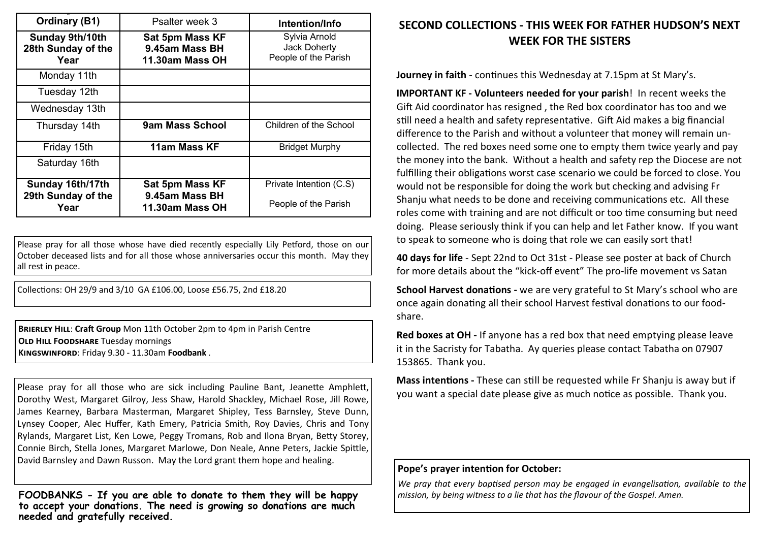| Ordinary (B1) | Psalter week 3 | Intention/Info |
|---|---|---|
| **Sunday 9th/10th 28th Sunday of the Year** | **Sat 5pm Mass KF 9.45am Mass BH 11.30am Mass OH** | Sylvia Arnold Jack Doherty People of the Parish |
| Monday 11th | | |
| Tuesday 12th | | |
| Wednesday 13th | | |
| Thursday 14th | **9am Mass School** | Children of the School |
| Friday 15th | **11am Mass KF** | Bridget Murphy |
| Saturday 16th | | |
| **Sunday 16th/17th 29th Sunday of the Year** | **Sat 5pm Mass KF 9.45am Mass BH 11.30am Mass OH** | Private Intention (C.S) People of the Parish |

Please pray for all those whose have died recently especially Lily Petford, those on our October deceased lists and for all those whose anniversaries occur this month. May they all rest in peace.

Collections: OH 29/9 and 3/10 GA £106.00, Loose £56.75, 2nd £18.20

**BRIERLEY HILL**: **Craft Group** Mon 11th October 2pm to 4pm in Parish Centre
**OLD HILL FOODSHARE** Tuesday mornings
**KINGSWINFORD**: Friday 9.30 - 11.30am **Foodbank** .

Please pray for all those who are sick including Pauline Bant, Jeanette Amphlett, Dorothy West, Margaret Gilroy, Jess Shaw, Harold Shackley, Michael Rose, Jill Rowe, James Kearney, Barbara Masterman, Margaret Shipley, Tess Barnsley, Steve Dunn, Lynsey Cooper, Alec Huffer, Kath Emery, Patricia Smith, Roy Davies, Chris and Tony Rylands, Margaret List, Ken Lowe, Peggy Tromans, Rob and Ilona Bryan, Betty Storey, Connie Birch, Stella Jones, Margaret Marlowe, Don Neale, Anne Peters, Jackie Spittle, David Barnsley and Dawn Russon. May the Lord grant them hope and healing.

**FOODBANKS - If you are able to donate to them they will be happy to accept your donations. The need is growing so donations are much needed and gratefully received.**

## SECOND COLLECTIONS - THIS WEEK FOR FATHER HUDSON'S NEXT WEEK FOR THE SISTERS

**Journey in faith** - continues this Wednesday at 7.15pm at St Mary's.

**IMPORTANT KF - Volunteers needed for your parish**! In recent weeks the Gift Aid coordinator has resigned , the Red box coordinator has too and we still need a health and safety representative. Gift Aid makes a big financial difference to the Parish and without a volunteer that money will remain un-collected. The red boxes need some one to empty them twice yearly and pay the money into the bank. Without a health and safety rep the Diocese are not fulfilling their obligations worst case scenario we could be forced to close. You would not be responsible for doing the work but checking and advising Fr Shanju what needs to be done and receiving communications etc. All these roles come with training and are not difficult or too time consuming but need doing. Please seriously think if you can help and let Father know. If you want to speak to someone who is doing that role we can easily sort that!

**40 days for life** - Sept 22nd to Oct 31st - Please see poster at back of Church for more details about the "kick-off event" The pro-life movement vs Satan

**School Harvest donations -** we are very grateful to St Mary's school who are once again donating all their school Harvest festival donations to our food-share.

**Red boxes at OH -** If anyone has a red box that need emptying please leave it in the Sacristy for Tabatha. Ay queries please contact Tabatha on 07907 153865. Thank you.

**Mass intentions -** These can still be requested while Fr Shanju is away but if you want a special date please give as much notice as possible. Thank you.

**Pope's prayer intention for October:**

*We pray that every baptised person may be engaged in evangelisation, available to the mission, by being witness to a lie that has the flavour of the Gospel. Amen.*